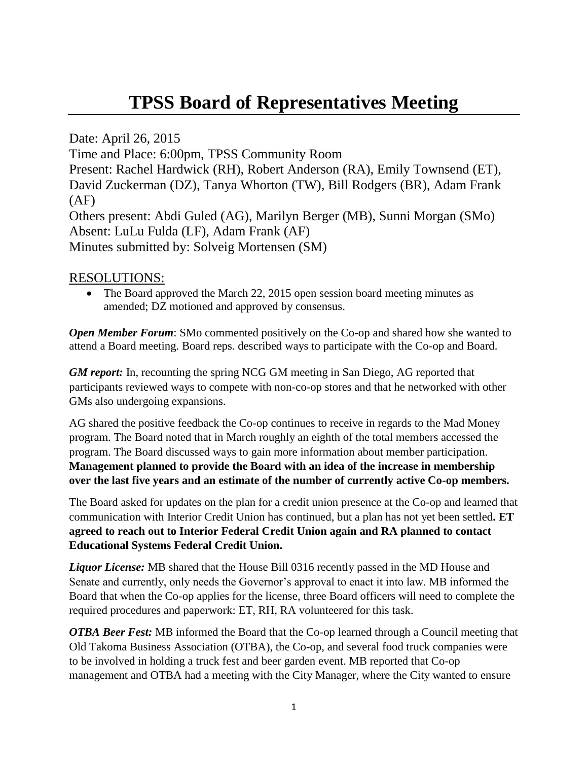# TPSS Board of Representatives Meeting

Date: April 26, 2015
Time and Place: 6:00pm, TPSS Community Room
Present: Rachel Hardwick (RH), Robert Anderson (RA), Emily Townsend (ET), David Zuckerman (DZ), Tanya Whorton (TW), Bill Rodgers (BR), Adam Frank (AF)
Others present: Abdi Guled (AG), Marilyn Berger (MB), Sunni Morgan (SMo)
Absent: LuLu Fulda (LF), Adam Frank (AF)
Minutes submitted by: Solveig Mortensen (SM)

## RESOLUTIONS:

- The Board approved the March 22, 2015 open session board meeting minutes as amended; DZ motioned and approved by consensus.

***Open Member Forum***: SMo commented positively on the Co-op and shared how she wanted to attend a Board meeting. Board reps. described ways to participate with the Co-op and Board.

***GM report:*** In, recounting the spring NCG GM meeting in San Diego, AG reported that participants reviewed ways to compete with non-co-op stores and that he networked with other GMs also undergoing expansions.

AG shared the positive feedback the Co-op continues to receive in regards to the Mad Money program. The Board noted that in March roughly an eighth of the total members accessed the program. The Board discussed ways to gain more information about member participation. **Management planned to provide the Board with an idea of the increase in membership over the last five years and an estimate of the number of currently active Co-op members.**

The Board asked for updates on the plan for a credit union presence at the Co-op and learned that communication with Interior Credit Union has continued, but a plan has not yet been settled**. ET agreed to reach out to Interior Federal Credit Union again and RA planned to contact Educational Systems Federal Credit Union.**

***Liquor License:*** MB shared that the House Bill 0316 recently passed in the MD House and Senate and currently, only needs the Governor's approval to enact it into law. MB informed the Board that when the Co-op applies for the license, three Board officers will need to complete the required procedures and paperwork: ET, RH, RA volunteered for this task.

***OTBA Beer Fest:*** MB informed the Board that the Co-op learned through a Council meeting that Old Takoma Business Association (OTBA), the Co-op, and several food truck companies were to be involved in holding a truck fest and beer garden event. MB reported that Co-op management and OTBA had a meeting with the City Manager, where the City wanted to ensure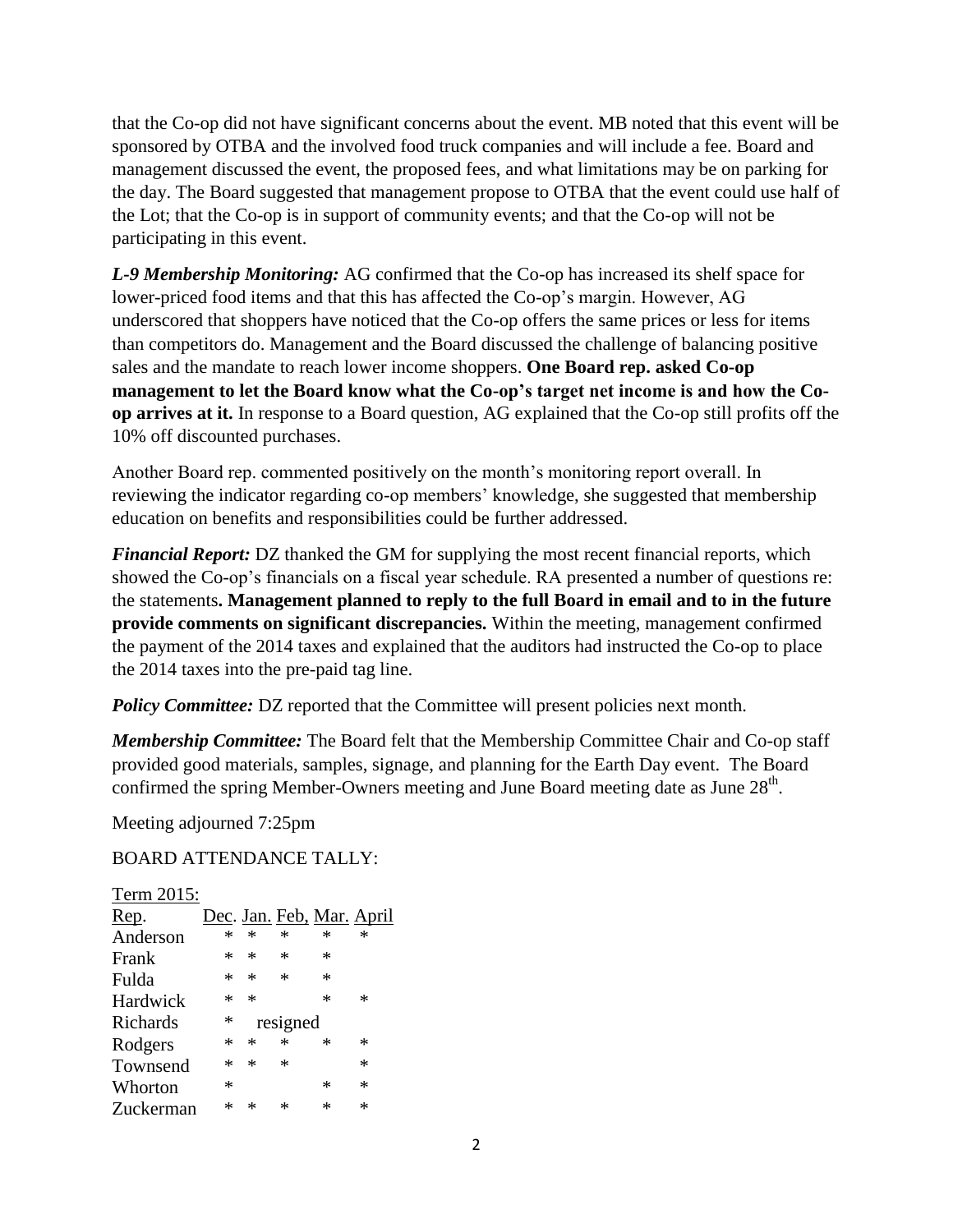that the Co-op did not have significant concerns about the event. MB noted that this event will be sponsored by OTBA and the involved food truck companies and will include a fee. Board and management discussed the event, the proposed fees, and what limitations may be on parking for the day. The Board suggested that management propose to OTBA that the event could use half of the Lot; that the Co-op is in support of community events; and that the Co-op will not be participating in this event.

***L-9 Membership Monitoring:*** AG confirmed that the Co-op has increased its shelf space for lower-priced food items and that this has affected the Co-op's margin. However, AG underscored that shoppers have noticed that the Co-op offers the same prices or less for items than competitors do. Management and the Board discussed the challenge of balancing positive sales and the mandate to reach lower income shoppers. **One Board rep. asked Co-op management to let the Board know what the Co-op's target net income is and how the Co-op arrives at it.** In response to a Board question, AG explained that the Co-op still profits off the 10% off discounted purchases.

Another Board rep. commented positively on the month's monitoring report overall. In reviewing the indicator regarding co-op members' knowledge, she suggested that membership education on benefits and responsibilities could be further addressed.

***Financial Report:*** DZ thanked the GM for supplying the most recent financial reports, which showed the Co-op's financials on a fiscal year schedule. RA presented a number of questions re: the statements**. Management planned to reply to the full Board in email and to in the future provide comments on significant discrepancies.** Within the meeting, management confirmed the payment of the 2014 taxes and explained that the auditors had instructed the Co-op to place the 2014 taxes into the pre-paid tag line.

***Policy Committee:*** DZ reported that the Committee will present policies next month.

***Membership Committee:*** The Board felt that the Membership Committee Chair and Co-op staff provided good materials, samples, signage, and planning for the Earth Day event. The Board confirmed the spring Member-Owners meeting and June Board meeting date as June 28th.

Meeting adjourned 7:25pm

BOARD ATTENDANCE TALLY:

Term 2015:

| Rep. | Dec. | Jan. | Feb, | Mar. | April |
|---|---|---|---|---|---|
| Anderson | * | * | * | * | * |
| Frank | * | * | * | * | |
| Fulda | * | * | * | * | |
| Hardwick | * | * | | * | * |
| Richards | * | resigned | | | |
| Rodgers | * | * | * | * | * |
| Townsend | * | * | * | | * |
| Whorton | * | | | * | * |
| Zuckerman | * | * | * | * | * |